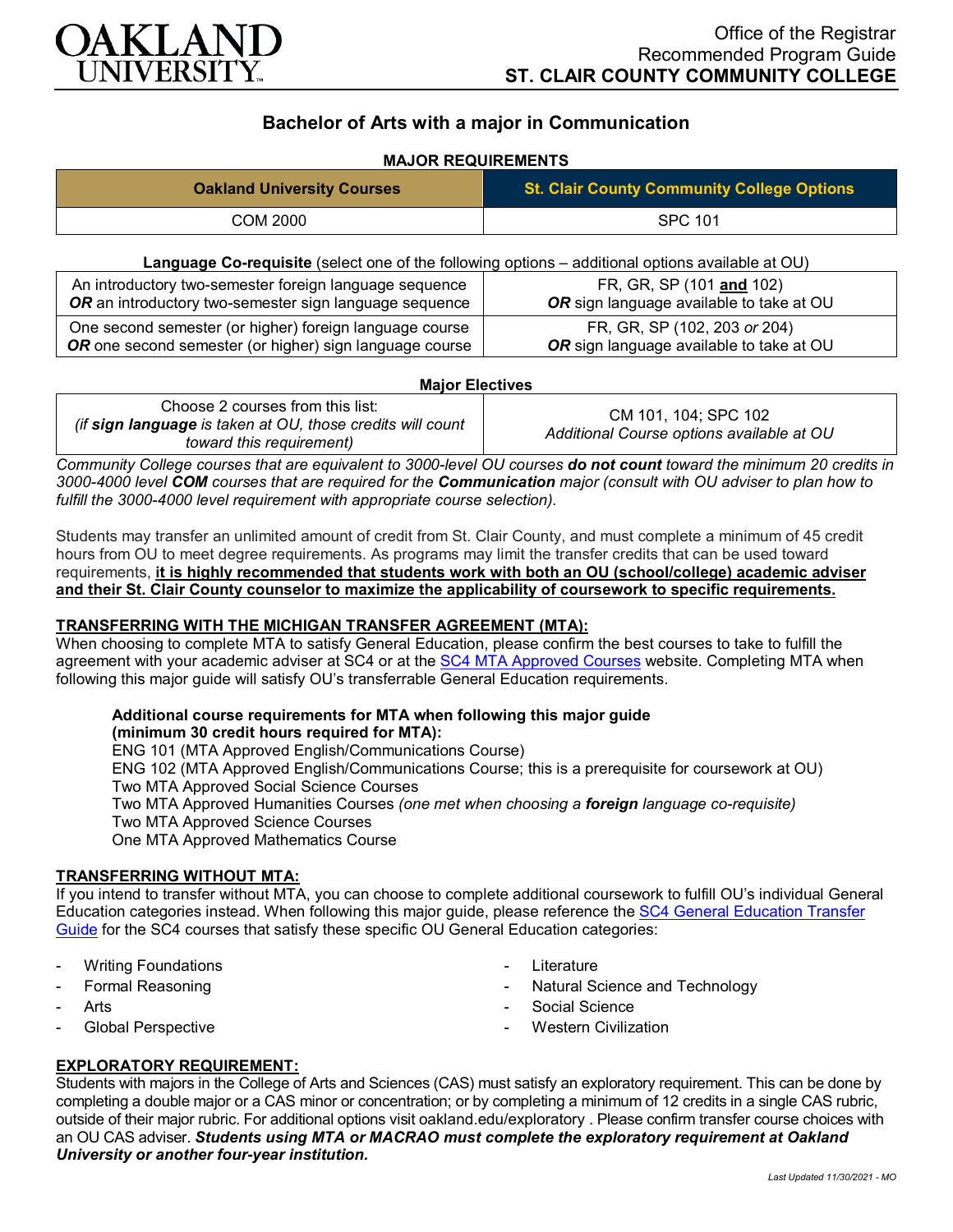Office of the Registrar
Recommended Program Guide
**ST. CLAIR COUNTY COMMUNITY COLLEGE**

## Bachelor of Arts with a major in Communication

**MAJOR REQUIREMENTS**

| Oakland University Courses | St. Clair County Community College Options |
|---|---|
| COM 2000 | SPC 101 |

**Language Co-requisite** (select one of the following options – additional options available at OU)

| | |
|---|---|
| An introductory two-semester foreign language sequence ***OR*** an introductory two-semester sign language sequence | FR, GR, SP (101 **and** 102) ***OR*** sign language available to take at OU |
| One second semester (or higher) foreign language course ***OR*** one second semester (or higher) sign language course | FR, GR, SP (102, 203 *or* 204) ***OR*** sign language available to take at OU |

**Major Electives**

| | |
|---|---|
| Choose 2 courses from this list: *(if **sign language** is taken at OU, those credits will count toward this requirement)* | CM 101, 104; SPC 102 *Additional Course options available at OU* |

*Community College courses that are equivalent to 3000-level OU courses **do not count** toward the minimum 20 credits in 3000-4000 level **COM** courses that are required for the **Communication** major (consult with OU adviser to plan how to fulfill the 3000-4000 level requirement with appropriate course selection).*

Students may transfer an unlimited amount of credit from St. Clair County, and must complete a minimum of 45 credit hours from OU to meet degree requirements. As programs may limit the transfer credits that can be used toward requirements, **it is highly recommended that students work with both an OU (school/college) academic adviser and their St. Clair County counselor to maximize the applicability of coursework to specific requirements.**

### TRANSFERRING WITH THE MICHIGAN TRANSFER AGREEMENT (MTA):

When choosing to complete MTA to satisfy General Education, please confirm the best courses to take to fulfill the agreement with your academic adviser at SC4 or at the SC4 MTA Approved Courses website. Completing MTA when following this major guide will satisfy OU's transferrable General Education requirements.

**Additional course requirements for MTA when following this major guide (minimum 30 credit hours required for MTA):**
ENG 101 (MTA Approved English/Communications Course)
ENG 102 (MTA Approved English/Communications Course; this is a prerequisite for coursework at OU)
Two MTA Approved Social Science Courses
Two MTA Approved Humanities Courses *(one met when choosing a **foreign** language co-requisite)*
Two MTA Approved Science Courses
One MTA Approved Mathematics Course

### TRANSFERRING WITHOUT MTA:

If you intend to transfer without MTA, you can choose to complete additional coursework to fulfill OU's individual General Education categories instead. When following this major guide, please reference the SC4 General Education Transfer Guide for the SC4 courses that satisfy these specific OU General Education categories:

- Writing Foundations
- Formal Reasoning
- Arts
- Global Perspective
- Literature
- Natural Science and Technology
- Social Science
- Western Civilization

### EXPLORATORY REQUIREMENT:

Students with majors in the College of Arts and Sciences (CAS) must satisfy an exploratory requirement. This can be done by completing a double major or a CAS minor or concentration; or by completing a minimum of 12 credits in a single CAS rubric, outside of their major rubric. For additional options visit oakland.edu/exploratory . Please confirm transfer course choices with an OU CAS adviser. ***Students using MTA or MACRAO must complete the exploratory requirement at Oakland University or another four-year institution.***

*Last Updated 11/30/2021 - MO*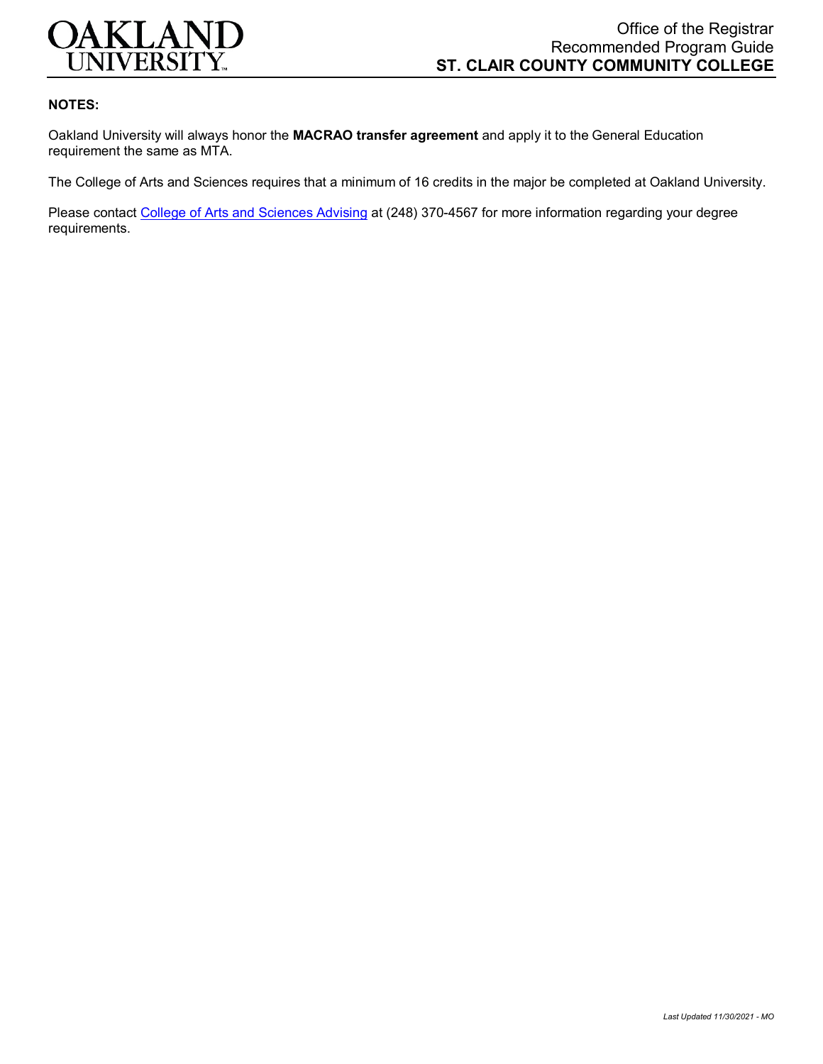**NOTES:**

Oakland University will always honor the **MACRAO transfer agreement** and apply it to the General Education requirement the same as MTA.

The College of Arts and Sciences requires that a minimum of 16 credits in the major be completed at Oakland University.

Please contact College of Arts and Sciences Advising at (248) 370-4567 for more information regarding your degree requirements.

*Last Updated 11/30/2021 - MO*